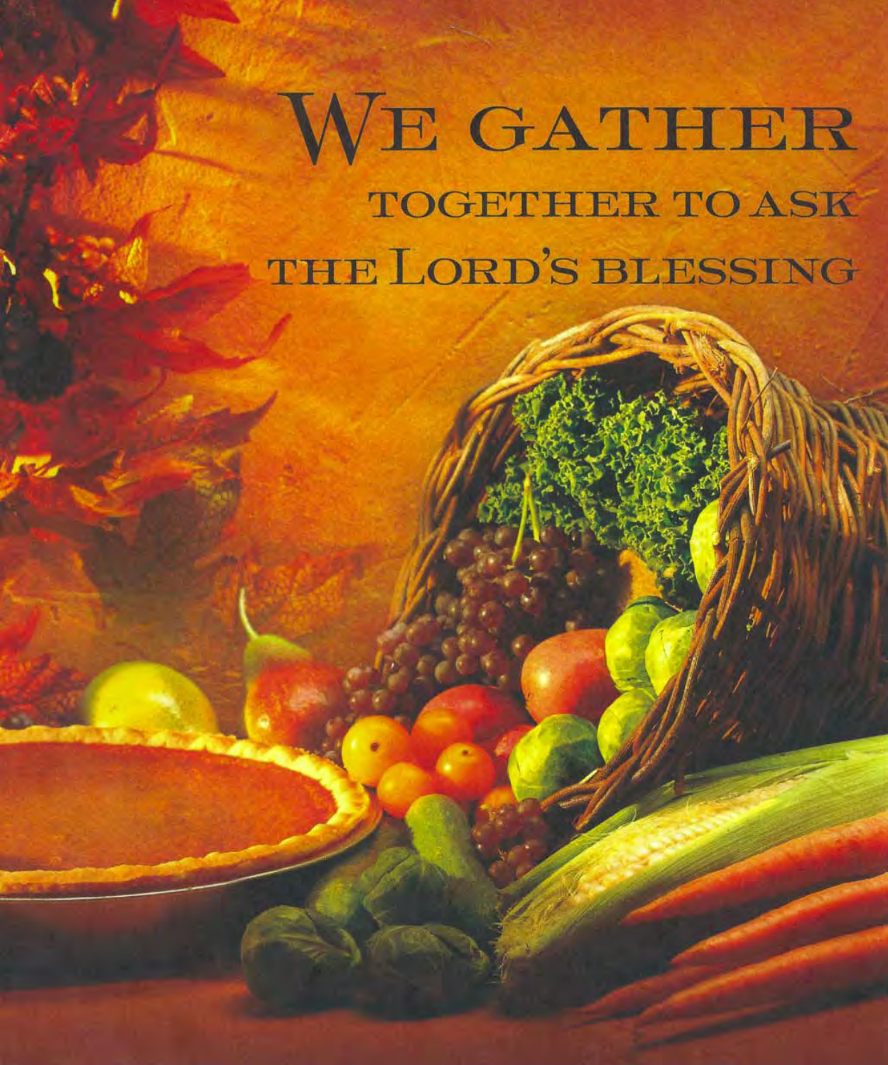# We gather together to ask the Lord's blessing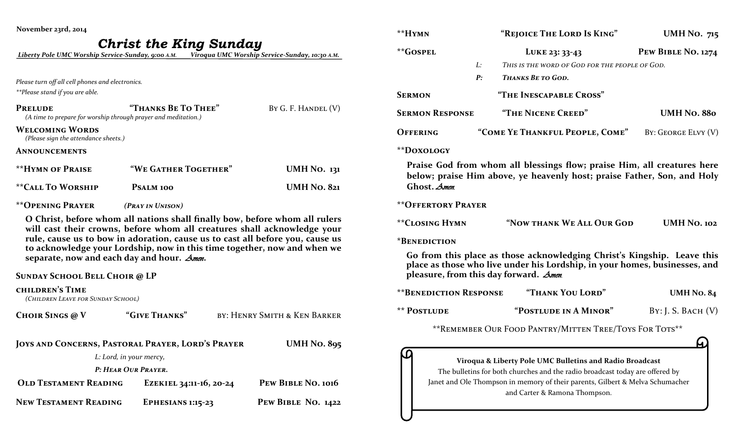November 23rd, 2014

# *Christ the King Sunday*

*Liberty Pole UMC Worship Service-Sunday, 9:00 A.M. Viroqua UMC Worship Service-Sunday, 10:30 A.M.*

*Please turn off all cell phones and electronics.*

*\*\*Please stand if you are able.*

**PRELUDE** **"THANKS BE TO THEE"** BY G. F. HANDEL (V)
*(A time to prepare for worship through prayer and meditation.)*

**WELCOMING WORDS**
*(Please sign the attendance sheets.)*

**ANNOUNCEMENTS**

**\*\*HYMN OF PRAISE** **"WE GATHER TOGETHER"** **UMH NO. 131**

**\*\*CALL TO WORSHIP** **PSALM 100** **UMH NO. 821**

**\*\*OPENING PRAYER** ***(PRAY IN UNISON)***

**O Christ, before whom all nations shall finally bow, before whom all rulers will cast their crowns, before whom all creatures shall acknowledge your rule, cause us to bow in adoration, cause us to cast all before you, cause us to acknowledge your Lordship, now in this time together, now and when we separate, now and each day and hour. *Amen*.**

**SUNDAY SCHOOL BELL CHOIR @ LP**

**CHILDREN'S TIME**
*(CHILDREN LEAVE FOR SUNDAY SCHOOL)*

**CHOIR SINGS @ V** **"GIVE THANKS"** BY: HENRY SMITH & KEN BARKER

**JOYS AND CONCERNS, PASTORAL PRAYER, LORD'S PRAYER** **UMH NO. 895**

*L: Lord, in your mercy,*

***P: HEAR OUR PRAYER.***

**OLD TESTAMENT READING** **EZEKIEL 34:11-16, 20-24** **PEW BIBLE NO. 1016**

**NEW TESTAMENT READING** **EPHESIANS 1:15-23** **PEW BIBLE NO. 1422**

**\*\*HYMN** **"REJOICE THE LORD IS KING"** **UMH NO. 715**

**\*\*GOSPEL** **LUKE 23: 33-43** **PEW BIBLE NO. 1274**

*L: THIS IS THE WORD OF GOD FOR THE PEOPLE OF GOD.*

***P: THANKS BE TO GOD.***

**SERMON** **"THE INESCAPABLE CROSS"**

**SERMON RESPONSE** **"THE NICENE CREED"** **UMH NO. 880**

**OFFERING** **"COME YE THANKFUL PEOPLE, COME"** BY: GEORGE ELVY (V)

**\*\*DOXOLOGY**

**Praise God from whom all blessings flow; praise Him, all creatures here below; praise Him above, ye heavenly host; praise Father, Son, and Holy Ghost. *Amen***

**\*\*OFFERTORY PRAYER**

**\*\*CLOSING HYMN** **"NOW THANK WE ALL OUR GOD** **UMH NO. 102**

**\*BENEDICTION**

**Go from this place as those acknowledging Christ's Kingship. Leave this place as those who live under his Lordship, in your homes, businesses, and pleasure, from this day forward. *Amen***

**\*\*BENEDICTION RESPONSE** **"THANK YOU LORD"** **UMH NO. 84**

**\*\* POSTLUDE** **"POSTLUDE IN A MINOR"** BY: J. S. BACH (V)

\*\*REMEMBER OUR FOOD PANTRY/MITTEN TREE/TOYS FOR TOTS\*\*

**Viroqua & Liberty Pole UMC Bulletins and Radio Broadcast**
The bulletins for both churches and the radio broadcast today are offered by Janet and Ole Thompson in memory of their parents, Gilbert & Melva Schumacher and Carter & Ramona Thompson.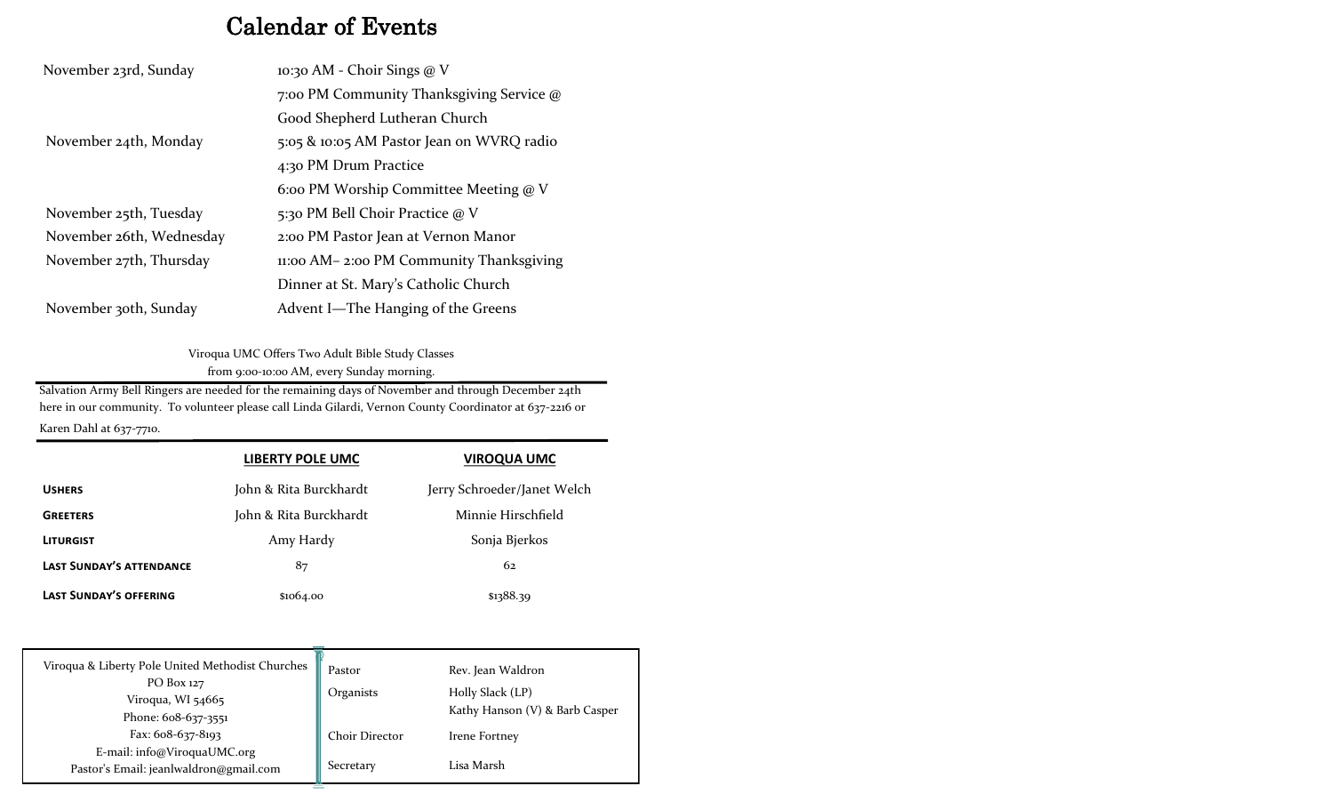# Calendar of Events

| | |
|---|---|
| November 23rd, Sunday | 10:30 AM - Choir Sings @ V |
| | 7:00 PM Community Thanksgiving Service @ Good Shepherd Lutheran Church |
| November 24th, Monday | 5:05 & 10:05 AM Pastor Jean on WVRQ radio |
| | 4:30 PM Drum Practice |
| | 6:00 PM Worship Committee Meeting @ V |
| November 25th, Tuesday | 5:30 PM Bell Choir Practice @ V |
| November 26th, Wednesday | 2:00 PM Pastor Jean at Vernon Manor |
| November 27th, Thursday | 11:00 AM– 2:00 PM Community Thanksgiving Dinner at St. Mary's Catholic Church |
| November 30th, Sunday | Advent I—The Hanging of the Greens |

Viroqua UMC Offers Two Adult Bible Study Classes
from 9:00-10:00 AM, every Sunday morning.

Salvation Army Bell Ringers are needed for the remaining days of November and through December 24th here in our community. To volunteer please call Linda Gilardi, Vernon County Coordinator at 637-2216 or Karen Dahl at 637-7710.

| | LIBERTY POLE UMC | VIROQUA UMC |
|---|---|---|
| **Ushers** | John & Rita Burckhardt | Jerry Schroeder/Janet Welch |
| **Greeters** | John & Rita Burckhardt | Minnie Hirschfield |
| **Liturgist** | Amy Hardy | Sonja Bjerkos |
| **Last Sunday's attendance** | 87 | 62 |
| **Last Sunday's offering** | $1064.00 | $1388.39 |

Viroqua & Liberty Pole United Methodist Churches
PO Box 127
Viroqua, WI 54665
Phone: 608-637-3551
Fax: 608-637-8193
E-mail: info@ViroquaUMC.org
Pastor's Email: jeanlwaldron@gmail.com

| | |
|---|---|
| Pastor | Rev. Jean Waldron |
| Organists | Holly Slack (LP)<br>Kathy Hanson (V) & Barb Casper |
| Choir Director | Irene Fortney |
| Secretary | Lisa Marsh |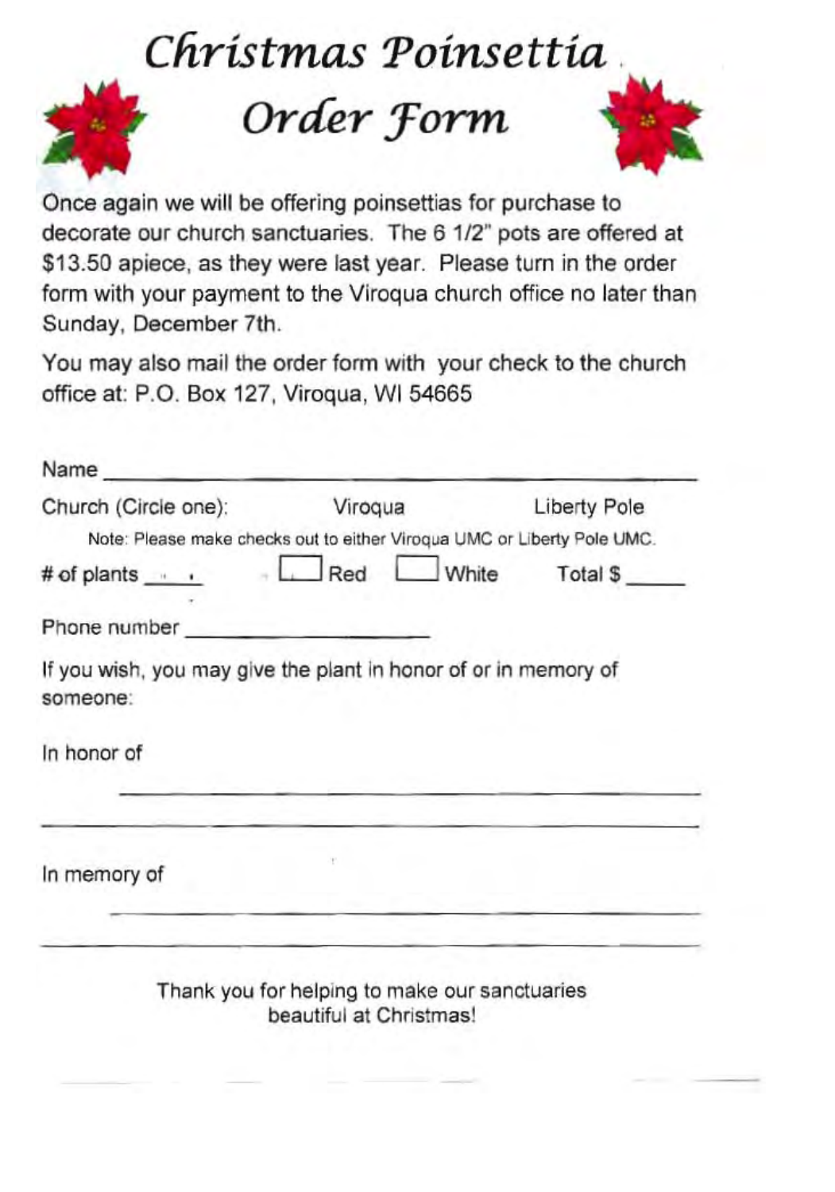# *Christmas Poinsettia Order Form*

Once again we will be offering poinsettias for purchase to decorate our church sanctuaries. The 6 1/2" pots are offered at $13.50 apiece, as they were last year. Please turn in the order form with your payment to the Viroqua church office no later than Sunday, December 7th.

You may also mail the order form with your check to the church office at: P.O. Box 127, Viroqua, WI 54665

Name ____________________________________________

Church (Circle one): Viroqua Liberty Pole

Note: Please make checks out to either Viroqua UMC or Liberty Pole UMC.

\# of plants ____ ☐ Red ☐ White Total $ _____

Phone number ____________________

If you wish, you may give the plant in honor of or in memory of someone:

In honor of

____________________________________________

____________________________________________

In memory of

____________________________________________

____________________________________________

Thank you for helping to make our sanctuaries beautiful at Christmas!